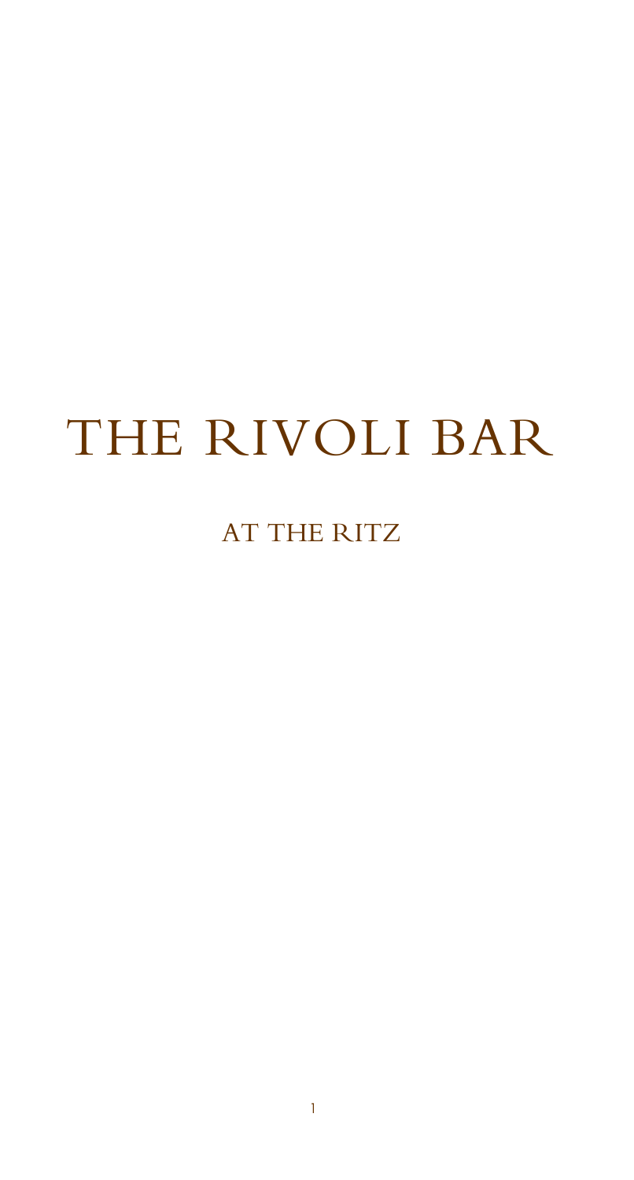# THE RIVOLI BAR

## AT THE RITZ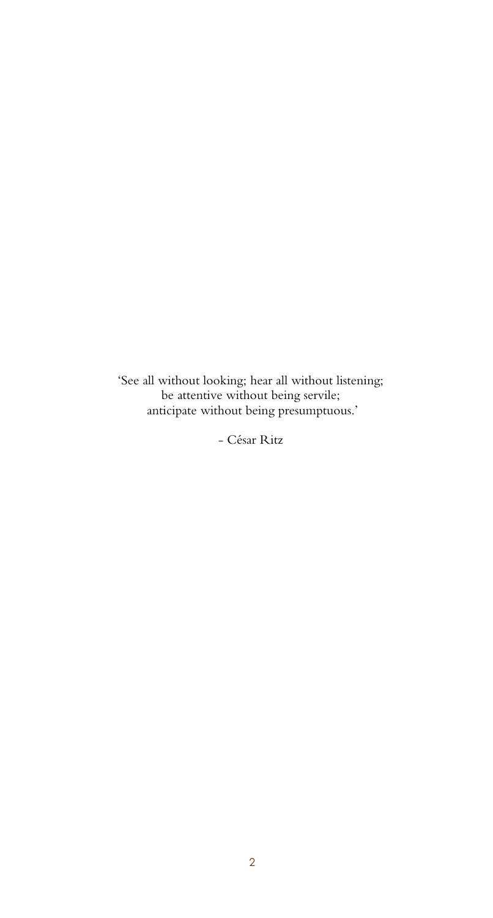‘See all without looking; hear all without listening;
be attentive without being servile;
anticipate without being presumptuous.’

- César Ritz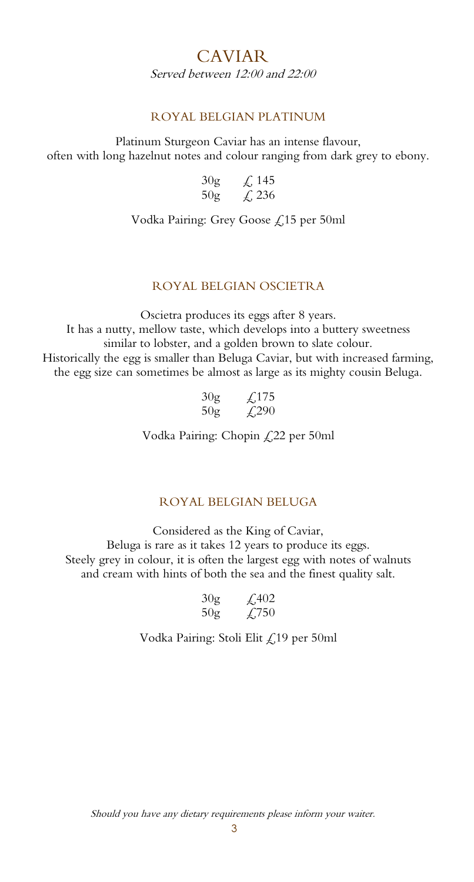# CAVIAR

*Served between 12:00 and 22:00*

## ROYAL BELGIAN PLATINUM

Platinum Sturgeon Caviar has an intense flavour, often with long hazelnut notes and colour ranging from dark grey to ebony.

30g £ 145
50g £ 236

Vodka Pairing: Grey Goose £15 per 50ml

## ROYAL BELGIAN OSCIETRA

Oscietra produces its eggs after 8 years.
It has a nutty, mellow taste, which develops into a buttery sweetness similar to lobster, and a golden brown to slate colour.
Historically the egg is smaller than Beluga Caviar, but with increased farming, the egg size can sometimes be almost as large as its mighty cousin Beluga.

30g £175
50g £290

Vodka Pairing: Chopin £22 per 50ml

## ROYAL BELGIAN BELUGA

Considered as the King of Caviar,
Beluga is rare as it takes 12 years to produce its eggs.
Steely grey in colour, it is often the largest egg with notes of walnuts and cream with hints of both the sea and the finest quality salt.

30g £402
50g £750

Vodka Pairing: Stoli Elit £19 per 50ml

*Should you have any dietary requirements please inform your waiter.*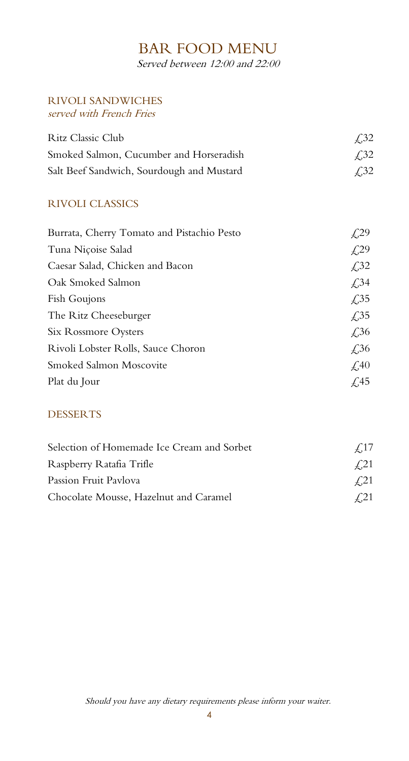# BAR FOOD MENU

*Served between 12:00 and 22:00*

## RIVOLI SANDWICHES

*served with French Fries*

| | |
|---|---|
| Ritz Classic Club | £32 |
| Smoked Salmon, Cucumber and Horseradish | £32 |
| Salt Beef Sandwich, Sourdough and Mustard | £32 |

## RIVOLI CLASSICS

| | |
|---|---|
| Burrata, Cherry Tomato and Pistachio Pesto | £29 |
| Tuna Niçoise Salad | £29 |
| Caesar Salad, Chicken and Bacon | £32 |
| Oak Smoked Salmon | £34 |
| Fish Goujons | £35 |
| The Ritz Cheeseburger | £35 |
| Six Rossmore Oysters | £36 |
| Rivoli Lobster Rolls, Sauce Choron | £36 |
| Smoked Salmon Moscovite | £40 |
| Plat du Jour | £45 |

## DESSERTS

| | |
|---|---|
| Selection of Homemade Ice Cream and Sorbet | £17 |
| Raspberry Ratafia Trifle | £21 |
| Passion Fruit Pavlova | £21 |
| Chocolate Mousse, Hazelnut and Caramel | £21 |

*Should you have any dietary requirements please inform your waiter.*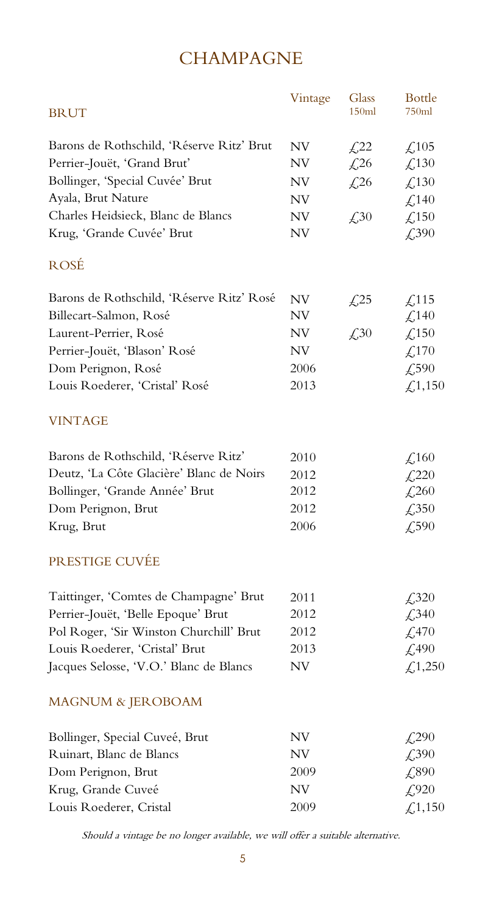# CHAMPAGNE

| BRUT | Vintage | Glass 150ml | Bottle 750ml |
|---|---|---|---|
| Barons de Rothschild, 'Réserve Ritz' Brut | NV | £22 | £105 |
| Perrier-Jouët, 'Grand Brut' | NV | £26 | £130 |
| Bollinger, 'Special Cuvée' Brut | NV | £26 | £130 |
| Ayala, Brut Nature | NV | | £140 |
| Charles Heidsieck, Blanc de Blancs | NV | £30 | £150 |
| Krug, 'Grande Cuvée' Brut | NV | | £390 |

## ROSÉ

| | | | |
|---|---|---|---|
| Barons de Rothschild, 'Réserve Ritz' Rosé | NV | £25 | £115 |
| Billecart-Salmon, Rosé | NV | | £140 |
| Laurent-Perrier, Rosé | NV | £30 | £150 |
| Perrier-Jouët, 'Blason' Rosé | NV | | £170 |
| Dom Perignon, Rosé | 2006 | | £590 |
| Louis Roederer, 'Cristal' Rosé | 2013 | | £1,150 |

## VINTAGE

| | | |
|---|---|---|
| Barons de Rothschild, 'Réserve Ritz' | 2010 | £160 |
| Deutz, 'La Côte Glacière' Blanc de Noirs | 2012 | £220 |
| Bollinger, 'Grande Année' Brut | 2012 | £260 |
| Dom Perignon, Brut | 2012 | £350 |
| Krug, Brut | 2006 | £590 |

## PRESTIGE CUVÉE

| | | |
|---|---|---|
| Taittinger, 'Comtes de Champagne' Brut | 2011 | £320 |
| Perrier-Jouët, 'Belle Epoque' Brut | 2012 | £340 |
| Pol Roger, 'Sir Winston Churchill' Brut | 2012 | £470 |
| Louis Roederer, 'Cristal' Brut | 2013 | £490 |
| Jacques Selosse, 'V.O.' Blanc de Blancs | NV | £1,250 |

## MAGNUM & JEROBOAM

| | | |
|---|---|---|
| Bollinger, Special Cuveé, Brut | NV | £290 |
| Ruinart, Blanc de Blancs | NV | £390 |
| Dom Perignon, Brut | 2009 | £890 |
| Krug, Grande Cuveé | NV | £920 |
| Louis Roederer, Cristal | 2009 | £1,150 |

*Should a vintage be no longer available, we will offer a suitable alternative.*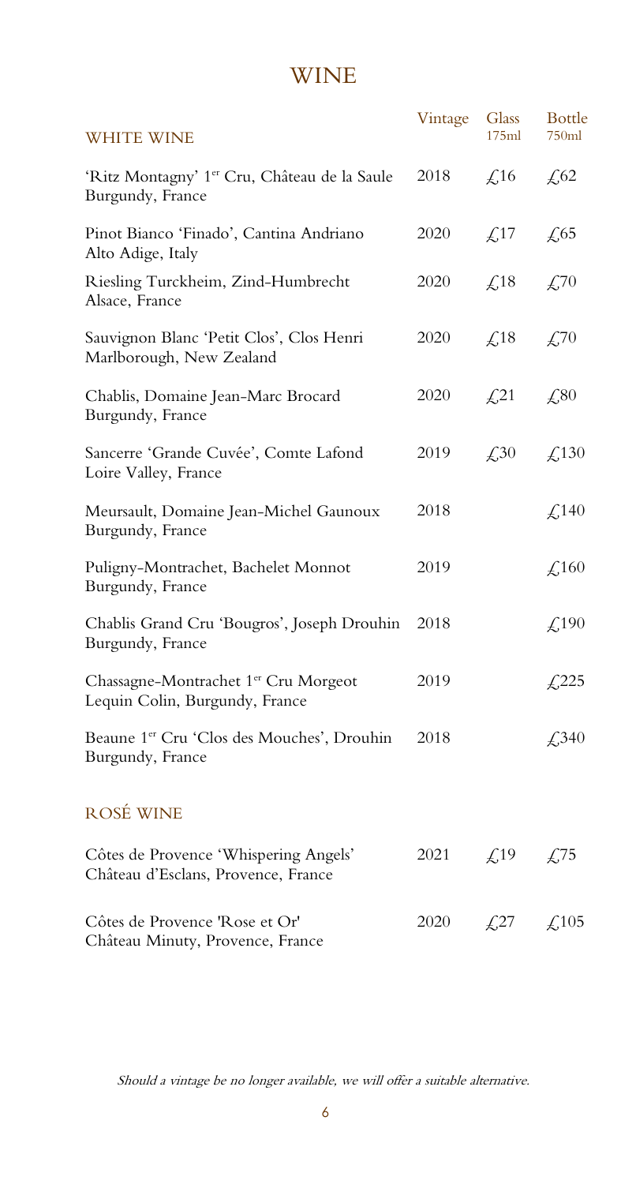# WINE

| WHITE WINE | Vintage | Glass 175ml | Bottle 750ml |
|---|---|---|---|
| 'Ritz Montagny' 1er Cru, Château de la Saule<br>Burgundy, France | 2018 | £16 | £62 |
| Pinot Bianco 'Finado', Cantina Andriano<br>Alto Adige, Italy | 2020 | £17 | £65 |
| Riesling Turckheim, Zind-Humbrecht<br>Alsace, France | 2020 | £18 | £70 |
| Sauvignon Blanc 'Petit Clos', Clos Henri<br>Marlborough, New Zealand | 2020 | £18 | £70 |
| Chablis, Domaine Jean-Marc Brocard<br>Burgundy, France | 2020 | £21 | £80 |
| Sancerre 'Grande Cuvée', Comte Lafond<br>Loire Valley, France | 2019 | £30 | £130 |
| Meursault, Domaine Jean-Michel Gaunoux<br>Burgundy, France | 2018 | | £140 |
| Puligny-Montrachet, Bachelet Monnot<br>Burgundy, France | 2019 | | £160 |
| Chablis Grand Cru 'Bougros', Joseph Drouhin<br>Burgundy, France | 2018 | | £190 |
| Chassagne-Montrachet 1er Cru Morgeot<br>Lequin Colin, Burgundy, France | 2019 | | £225 |
| Beaune 1er Cru 'Clos des Mouches', Drouhin<br>Burgundy, France | 2018 | | £340 |

| ROSÉ WINE | Vintage | Glass 175ml | Bottle 750ml |
|---|---|---|---|
| Côtes de Provence 'Whispering Angels'<br>Château d'Esclans, Provence, France | 2021 | £19 | £75 |
| Côtes de Provence 'Rose et Or'<br>Château Minuty, Provence, France | 2020 | £27 | £105 |

*Should a vintage be no longer available, we will offer a suitable alternative.*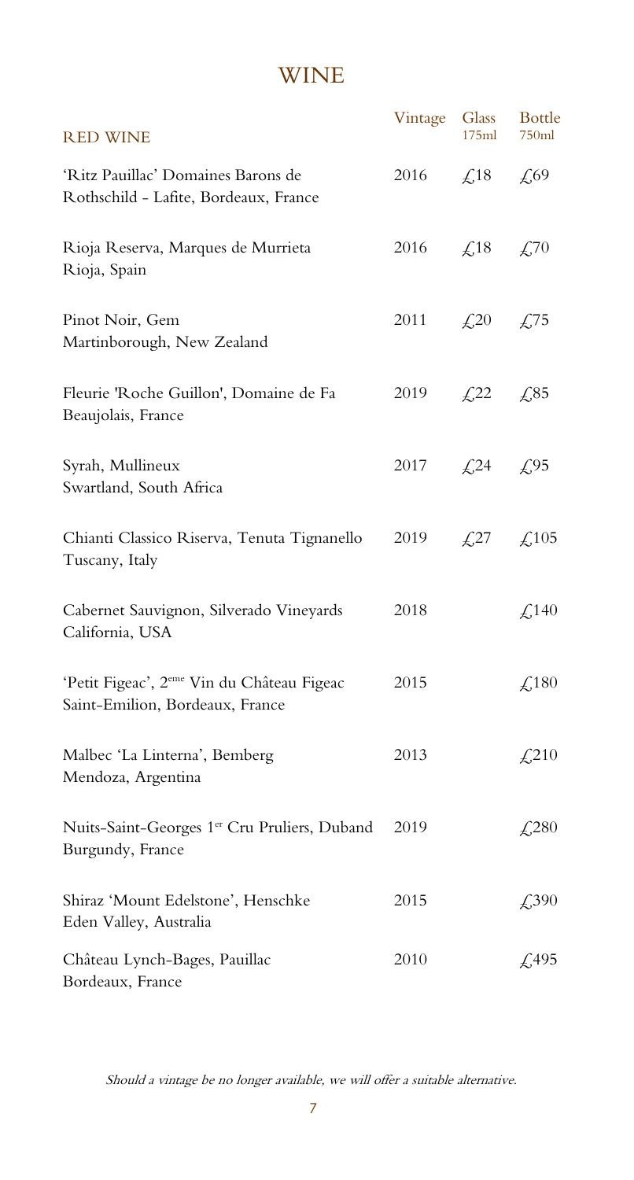# WINE

| RED WINE | Vintage | Glass 175ml | Bottle 750ml |
|---|---|---|---|
| 'Ritz Pauillac' Domaines Barons de Rothschild - Lafite, Bordeaux, France | 2016 | £18 | £69 |
| Rioja Reserva, Marques de Murrieta Rioja, Spain | 2016 | £18 | £70 |
| Pinot Noir, Gem Martinborough, New Zealand | 2011 | £20 | £75 |
| Fleurie 'Roche Guillon', Domaine de Fa Beaujolais, France | 2019 | £22 | £85 |
| Syrah, Mullineux Swartland, South Africa | 2017 | £24 | £95 |
| Chianti Classico Riserva, Tenuta Tignanello Tuscany, Italy | 2019 | £27 | £105 |
| Cabernet Sauvignon, Silverado Vineyards California, USA | 2018 | | £140 |
| 'Petit Figeac', 2ᵉᵐᵉ Vin du Château Figeac Saint-Emilion, Bordeaux, France | 2015 | | £180 |
| Malbec 'La Linterna', Bemberg Mendoza, Argentina | 2013 | | £210 |
| Nuits-Saint-Georges 1ᵉʳ Cru Pruliers, Duband Burgundy, France | 2019 | | £280 |
| Shiraz 'Mount Edelstone', Henschke Eden Valley, Australia | 2015 | | £390 |
| Château Lynch-Bages, Pauillac Bordeaux, France | 2010 | | £495 |

*Should a vintage be no longer available, we will offer a suitable alternative.*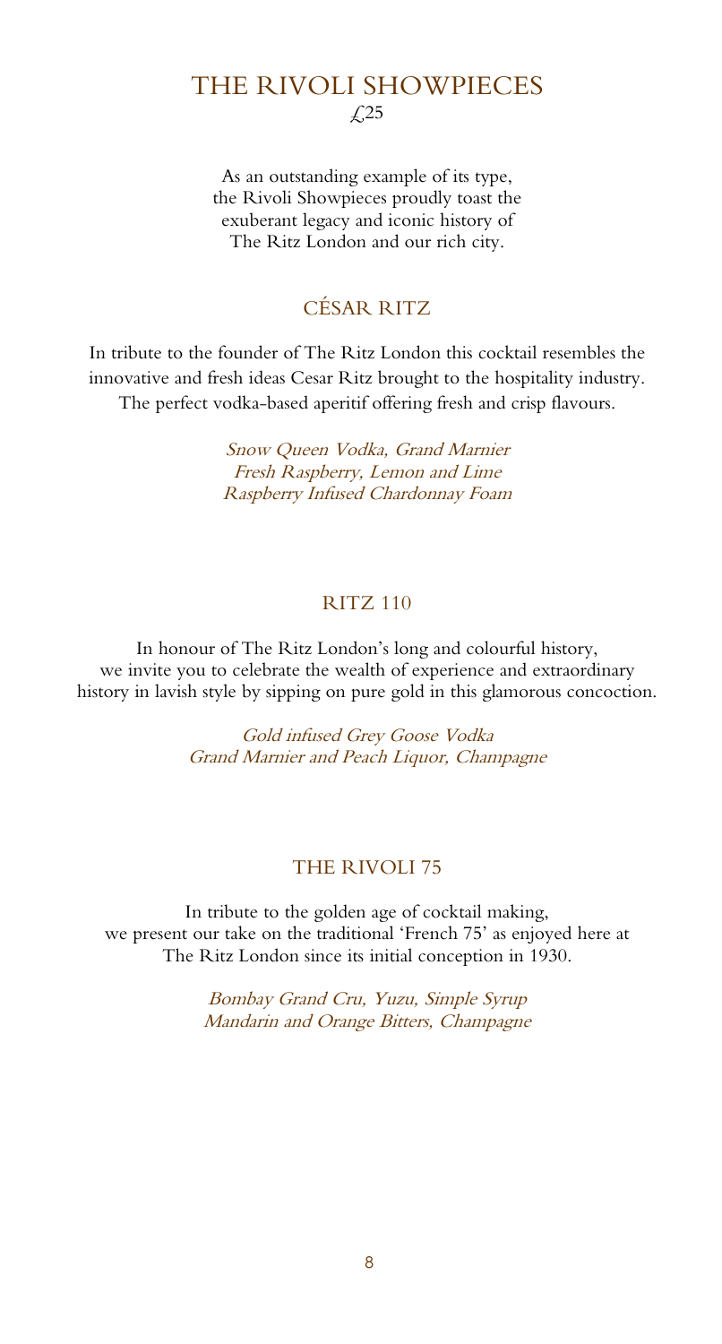# THE RIVOLI SHOWPIECES

£25

As an outstanding example of its type, the Rivoli Showpieces proudly toast the exuberant legacy and iconic history of The Ritz London and our rich city.

## CÉSAR RITZ

In tribute to the founder of The Ritz London this cocktail resembles the innovative and fresh ideas Cesar Ritz brought to the hospitality industry. The perfect vodka-based aperitif offering fresh and crisp flavours.

*Snow Queen Vodka, Grand Marnier*
*Fresh Raspberry, Lemon and Lime*
*Raspberry Infused Chardonnay Foam*

## RITZ 110

In honour of The Ritz London's long and colourful history, we invite you to celebrate the wealth of experience and extraordinary history in lavish style by sipping on pure gold in this glamorous concoction.

*Gold infused Grey Goose Vodka*
*Grand Marnier and Peach Liquor, Champagne*

## THE RIVOLI 75

In tribute to the golden age of cocktail making, we present our take on the traditional 'French 75' as enjoyed here at The Ritz London since its initial conception in 1930.

*Bombay Grand Cru, Yuzu, Simple Syrup*
*Mandarin and Orange Bitters, Champagne*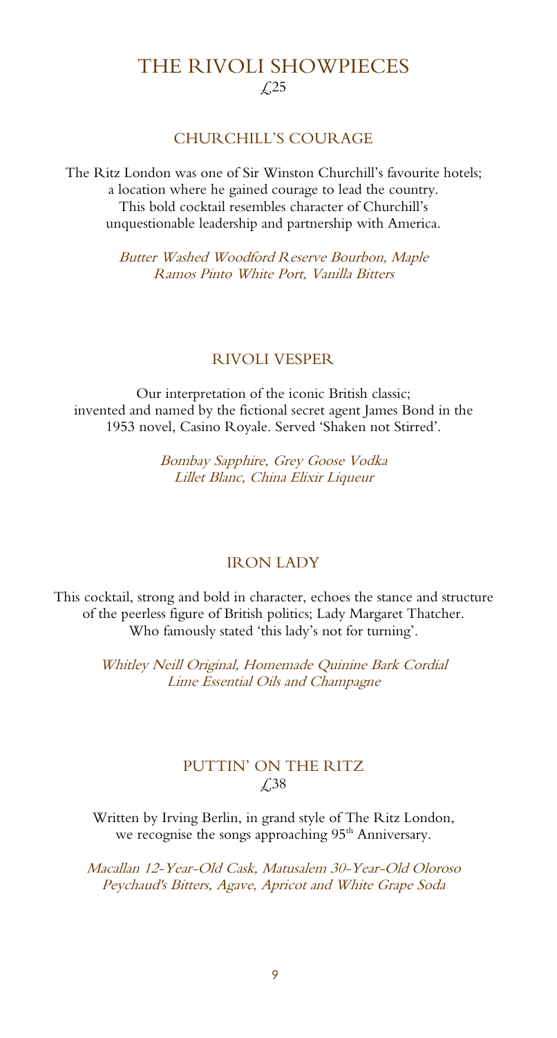# THE RIVOLI SHOWPIECES

£25

## CHURCHILL'S COURAGE

The Ritz London was one of Sir Winston Churchill's favourite hotels; a location where he gained courage to lead the country. This bold cocktail resembles character of Churchill's unquestionable leadership and partnership with America.

*Butter Washed Woodford Reserve Bourbon, Maple*
*Ramos Pinto White Port, Vanilla Bitters*

## RIVOLI VESPER

Our interpretation of the iconic British classic; invented and named by the fictional secret agent James Bond in the 1953 novel, Casino Royale. Served 'Shaken not Stirred'.

*Bombay Sapphire, Grey Goose Vodka*
*Lillet Blanc, China Elixir Liqueur*

## IRON LADY

This cocktail, strong and bold in character, echoes the stance and structure of the peerless figure of British politics; Lady Margaret Thatcher. Who famously stated 'this lady's not for turning'.

*Whitley Neill Original, Homemade Quinine Bark Cordial*
*Lime Essential Oils and Champagne*

## PUTTIN' ON THE RITZ

£38

Written by Irving Berlin, in grand style of The Ritz London, we recognise the songs approaching 95th Anniversary.

*Macallan 12-Year-Old Cask, Matusalem 30-Year-Old Oloroso*
*Peychaud's Bitters, Agave, Apricot and White Grape Soda*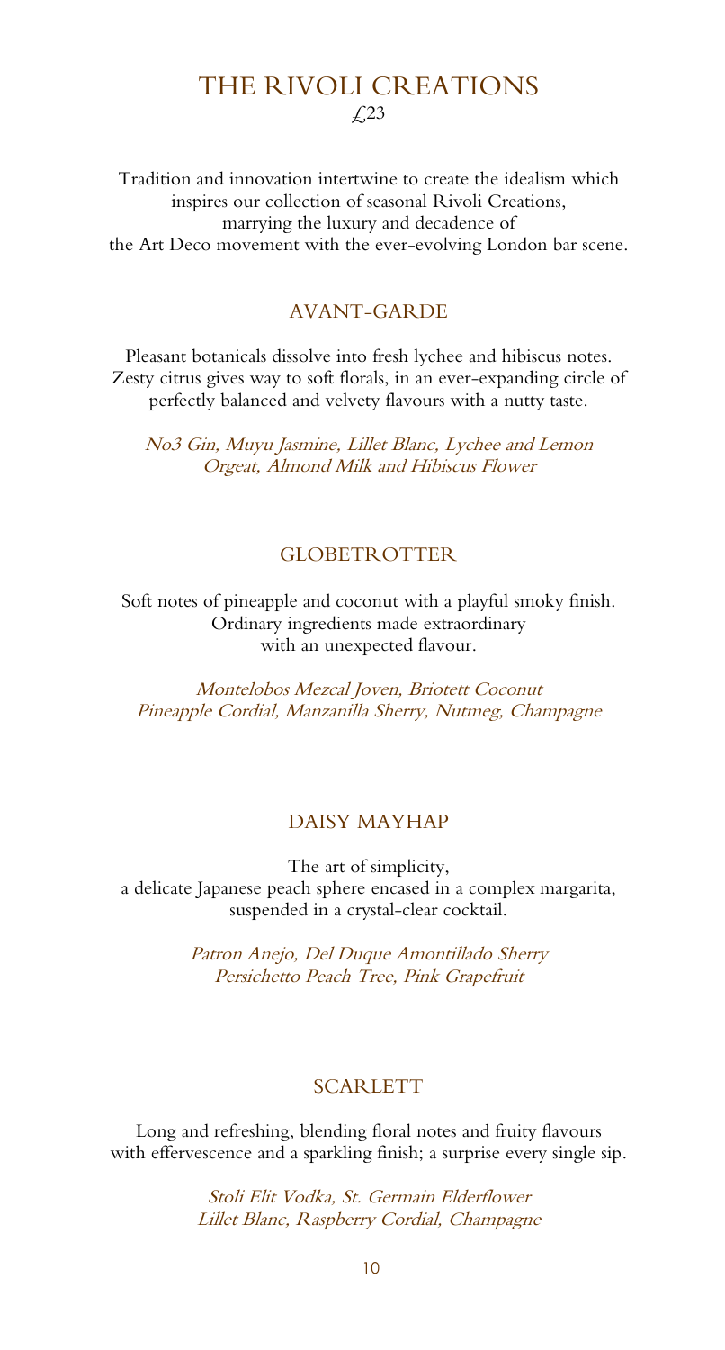# THE RIVOLI CREATIONS

£23

Tradition and innovation intertwine to create the idealism which inspires our collection of seasonal Rivoli Creations, marrying the luxury and decadence of the Art Deco movement with the ever-evolving London bar scene.

## AVANT-GARDE

Pleasant botanicals dissolve into fresh lychee and hibiscus notes. Zesty citrus gives way to soft florals, in an ever-expanding circle of perfectly balanced and velvety flavours with a nutty taste.

*No3 Gin, Muyu Jasmine, Lillet Blanc, Lychee and Lemon Orgeat, Almond Milk and Hibiscus Flower*

## GLOBETROTTER

Soft notes of pineapple and coconut with a playful smoky finish. Ordinary ingredients made extraordinary with an unexpected flavour.

*Montelobos Mezcal Joven, Briotett Coconut Pineapple Cordial, Manzanilla Sherry, Nutmeg, Champagne*

## DAISY MAYHAP

The art of simplicity, a delicate Japanese peach sphere encased in a complex margarita, suspended in a crystal-clear cocktail.

*Patron Anejo, Del Duque Amontillado Sherry Persichetto Peach Tree, Pink Grapefruit*

## SCARLETT

Long and refreshing, blending floral notes and fruity flavours with effervescence and a sparkling finish; a surprise every single sip.

*Stoli Elit Vodka, St. Germain Elderflower Lillet Blanc, Raspberry Cordial, Champagne*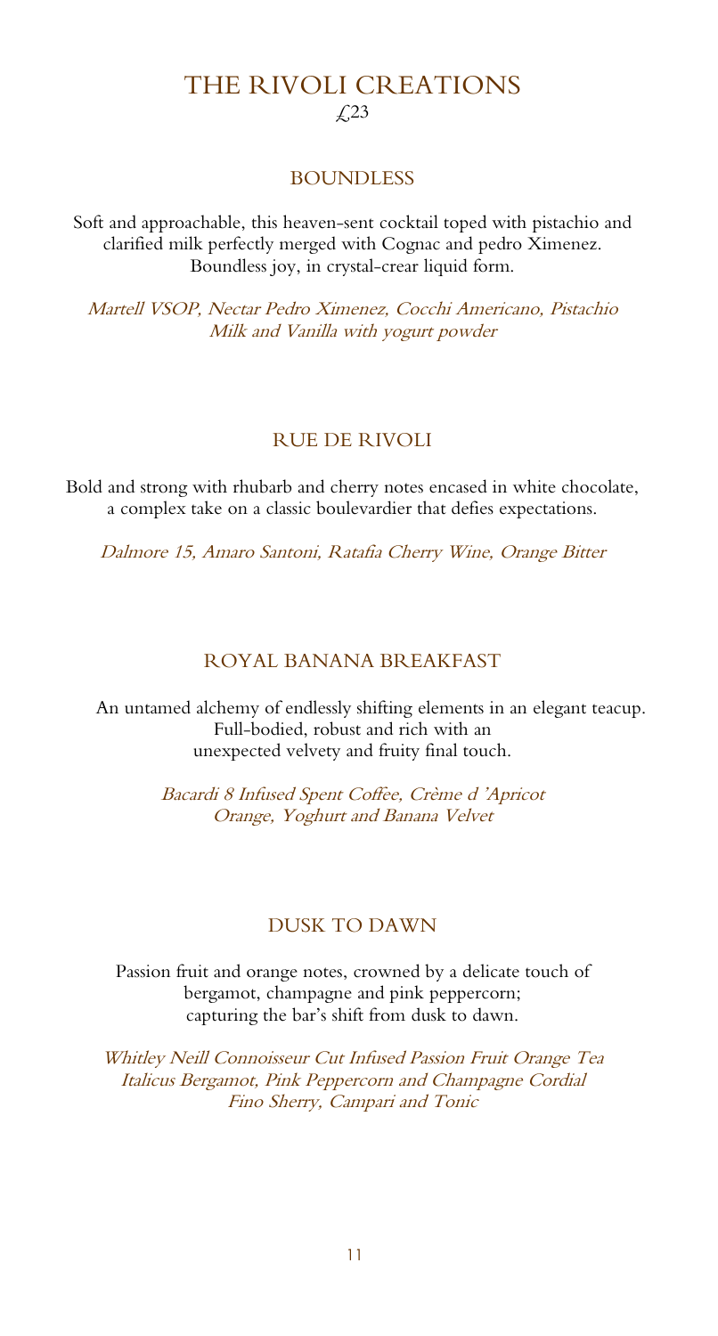# THE RIVOLI CREATIONS

£23

## BOUNDLESS

Soft and approachable, this heaven-sent cocktail toped with pistachio and clarified milk perfectly merged with Cognac and pedro Ximenez. Boundless joy, in crystal-crear liquid form.

*Martell VSOP, Nectar Pedro Ximenez, Cocchi Americano, Pistachio Milk and Vanilla with yogurt powder*

## RUE DE RIVOLI

Bold and strong with rhubarb and cherry notes encased in white chocolate, a complex take on a classic boulevardier that defies expectations.

*Dalmore 15, Amaro Santoni, Ratafia Cherry Wine, Orange Bitter*

## ROYAL BANANA BREAKFAST

An untamed alchemy of endlessly shifting elements in an elegant teacup. Full-bodied, robust and rich with an unexpected velvety and fruity final touch.

*Bacardi 8 Infused Spent Coffee, Crème d 'Apricot Orange, Yoghurt and Banana Velvet*

## DUSK TO DAWN

Passion fruit and orange notes, crowned by a delicate touch of bergamot, champagne and pink peppercorn; capturing the bar's shift from dusk to dawn.

*Whitley Neill Connoisseur Cut Infused Passion Fruit Orange Tea Italicus Bergamot, Pink Peppercorn and Champagne Cordial Fino Sherry, Campari and Tonic*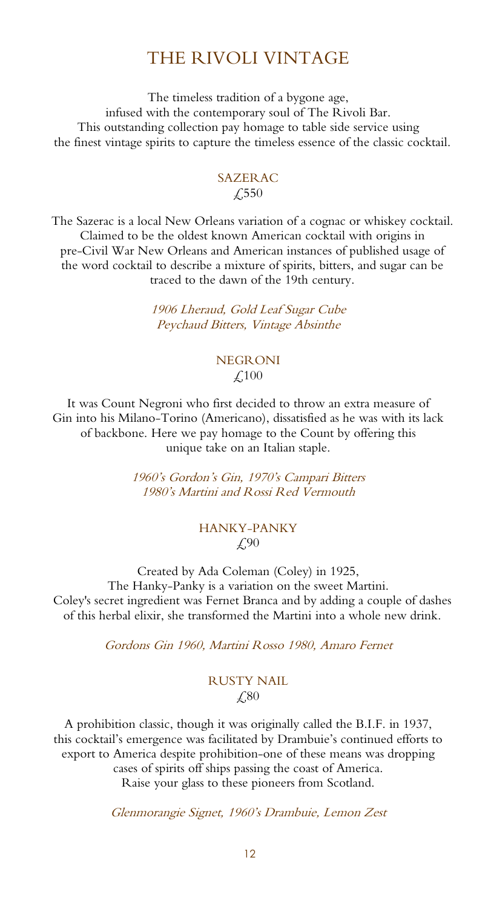# THE RIVOLI VINTAGE

The timeless tradition of a bygone age,
infused with the contemporary soul of The Rivoli Bar.
This outstanding collection pay homage to table side service using
the finest vintage spirits to capture the timeless essence of the classic cocktail.

## SAZERAC
£550

The Sazerac is a local New Orleans variation of a cognac or whiskey cocktail. Claimed to be the oldest known American cocktail with origins in pre-Civil War New Orleans and American instances of published usage of the word cocktail to describe a mixture of spirits, bitters, and sugar can be traced to the dawn of the 19th century.

*1906 Lheraud, Gold Leaf Sugar Cube*
*Peychaud Bitters, Vintage Absinthe*

## NEGRONI
£100

It was Count Negroni who first decided to throw an extra measure of Gin into his Milano-Torino (Americano), dissatisfied as he was with its lack of backbone. Here we pay homage to the Count by offering this unique take on an Italian staple.

*1960's Gordon's Gin, 1970's Campari Bitters*
*1980's Martini and Rossi Red Vermouth*

## HANKY-PANKY
£90

Created by Ada Coleman (Coley) in 1925,
The Hanky-Panky is a variation on the sweet Martini.
Coley's secret ingredient was Fernet Branca and by adding a couple of dashes of this herbal elixir, she transformed the Martini into a whole new drink.

*Gordons Gin 1960, Martini Rosso 1980, Amaro Fernet*

## RUSTY NAIL
£80

A prohibition classic, though it was originally called the B.I.F. in 1937, this cocktail's emergence was facilitated by Drambuie's continued efforts to export to America despite prohibition-one of these means was dropping cases of spirits off ships passing the coast of America.
Raise your glass to these pioneers from Scotland.

*Glenmorangie Signet, 1960's Drambuie, Lemon Zest*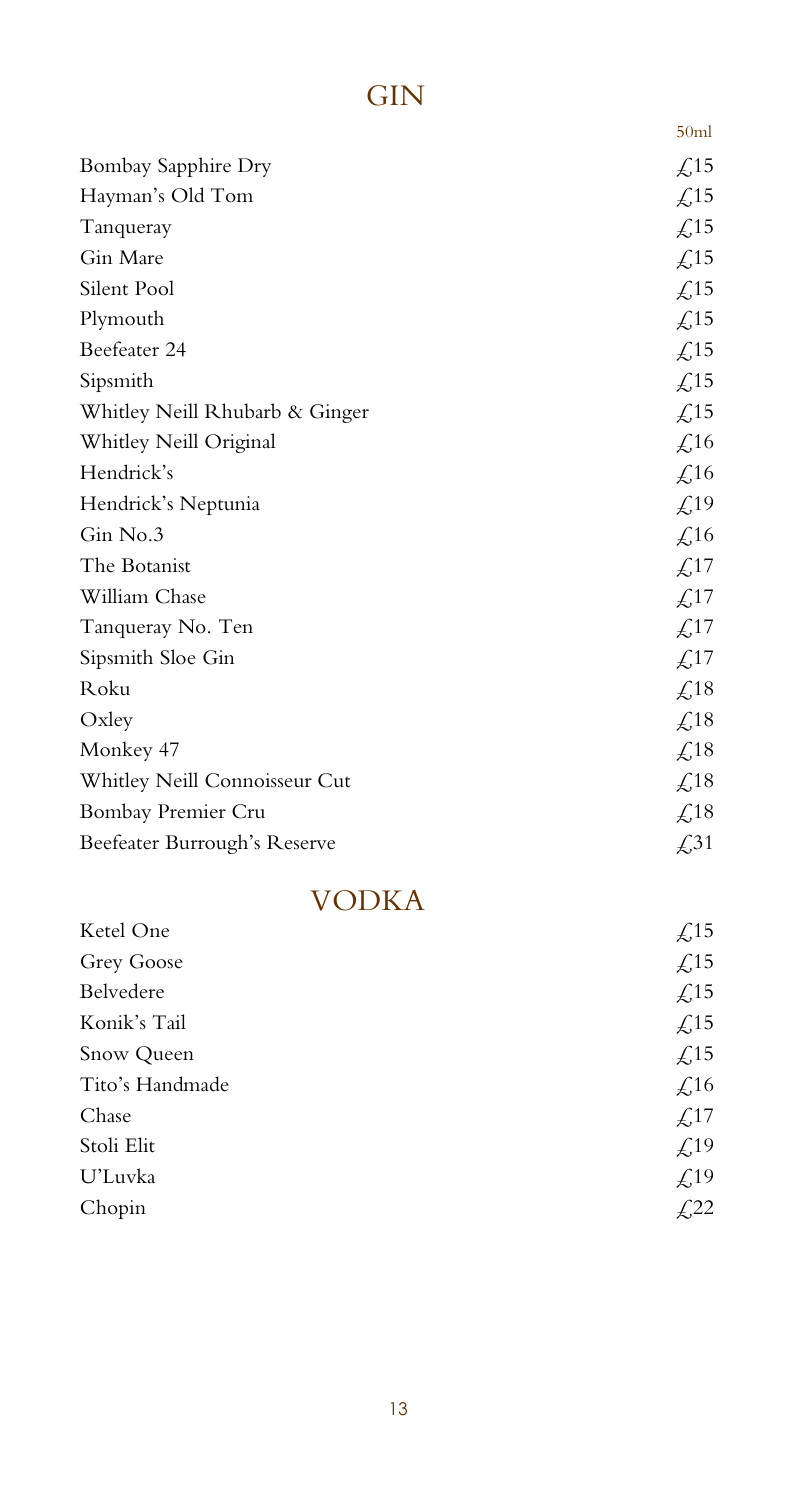# GIN

| | 50ml |
|---|---|
| Bombay Sapphire Dry | £15 |
| Hayman's Old Tom | £15 |
| Tanqueray | £15 |
| Gin Mare | £15 |
| Silent Pool | £15 |
| Plymouth | £15 |
| Beefeater 24 | £15 |
| Sipsmith | £15 |
| Whitley Neill Rhubarb & Ginger | £15 |
| Whitley Neill Original | £16 |
| Hendrick's | £16 |
| Hendrick's Neptunia | £19 |
| Gin No.3 | £16 |
| The Botanist | £17 |
| William Chase | £17 |
| Tanqueray No. Ten | £17 |
| Sipsmith Sloe Gin | £17 |
| Roku | £18 |
| Oxley | £18 |
| Monkey 47 | £18 |
| Whitley Neill Connoisseur Cut | £18 |
| Bombay Premier Cru | £18 |
| Beefeater Burrough's Reserve | £31 |

# VODKA

| | |
|---|---|
| Ketel One | £15 |
| Grey Goose | £15 |
| Belvedere | £15 |
| Konik's Tail | £15 |
| Snow Queen | £15 |
| Tito's Handmade | £16 |
| Chase | £17 |
| Stoli Elit | £19 |
| U'Luvka | £19 |
| Chopin | £22 |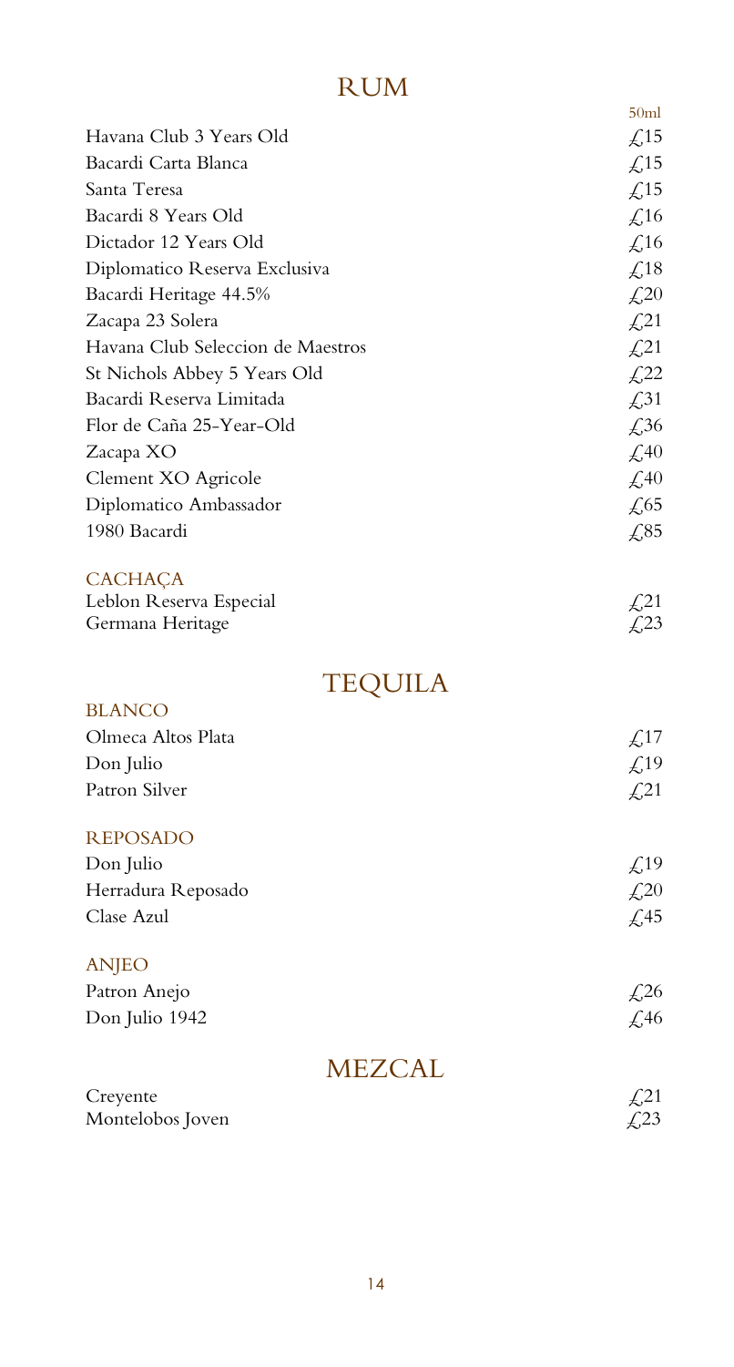# RUM

| | 50ml |
|---|---|
| Havana Club 3 Years Old | £15 |
| Bacardi Carta Blanca | £15 |
| Santa Teresa | £15 |
| Bacardi 8 Years Old | £16 |
| Dictador 12 Years Old | £16 |
| Diplomatico Reserva Exclusiva | £18 |
| Bacardi Heritage 44.5% | £20 |
| Zacapa 23 Solera | £21 |
| Havana Club Seleccion de Maestros | £21 |
| St Nichols Abbey 5 Years Old | £22 |
| Bacardi Reserva Limitada | £31 |
| Flor de Caña 25-Year-Old | £36 |
| Zacapa XO | £40 |
| Clement XO Agricole | £40 |
| Diplomatico Ambassador | £65 |
| 1980 Bacardi | £85 |

## CACHAÇA

| | |
|---|---|
| Leblon Reserva Especial | £21 |
| Germana Heritage | £23 |

# TEQUILA

## BLANCO

| | |
|---|---|
| Olmeca Altos Plata | £17 |
| Don Julio | £19 |
| Patron Silver | £21 |

## REPOSADO

| | |
|---|---|
| Don Julio | £19 |
| Herradura Reposado | £20 |
| Clase Azul | £45 |

## ANJEO

| | |
|---|---|
| Patron Anejo | £26 |
| Don Julio 1942 | £46 |

# MEZCAL

| | |
|---|---|
| Creyente | £21 |
| Montelobos Joven | £23 |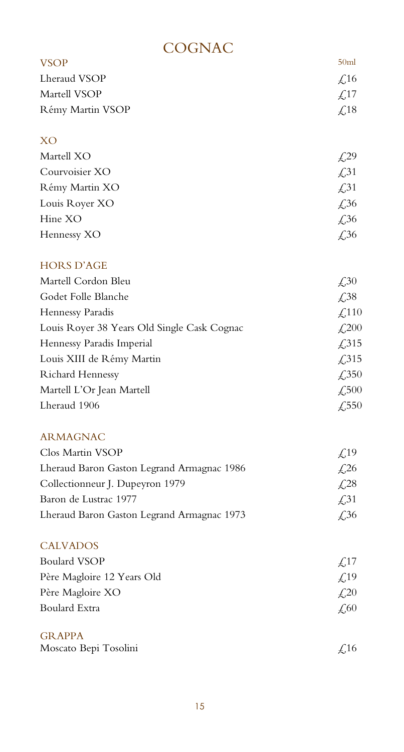# COGNAC

| VSOP | 50ml |
|---|---|
| Lheraud VSOP | £16 |
| Martell VSOP | £17 |
| Rémy Martin VSOP | £18 |

| XO | |
|---|---|
| Martell XO | £29 |
| Courvoisier XO | £31 |
| Rémy Martin XO | £31 |
| Louis Royer XO | £36 |
| Hine XO | £36 |
| Hennessy XO | £36 |

| HORS D'AGE | |
|---|---|
| Martell Cordon Bleu | £30 |
| Godet Folle Blanche | £38 |
| Hennessy Paradis | £110 |
| Louis Royer 38 Years Old Single Cask Cognac | £200 |
| Hennessy Paradis Imperial | £315 |
| Louis XIII de Rémy Martin | £315 |
| Richard Hennessy | £350 |
| Martell L'Or Jean Martell | £500 |
| Lheraud 1906 | £550 |

| ARMAGNAC | |
|---|---|
| Clos Martin VSOP | £19 |
| Lheraud Baron Gaston Legrand Armagnac 1986 | £26 |
| Collectionneur J. Dupeyron 1979 | £28 |
| Baron de Lustrac 1977 | £31 |
| Lheraud Baron Gaston Legrand Armagnac 1973 | £36 |

| CALVADOS | |
|---|---|
| Boulard VSOP | £17 |
| Père Magloire 12 Years Old | £19 |
| Père Magloire XO | £20 |
| Boulard Extra | £60 |

| GRAPPA | |
|---|---|
| Moscato Bepi Tosolini | £16 |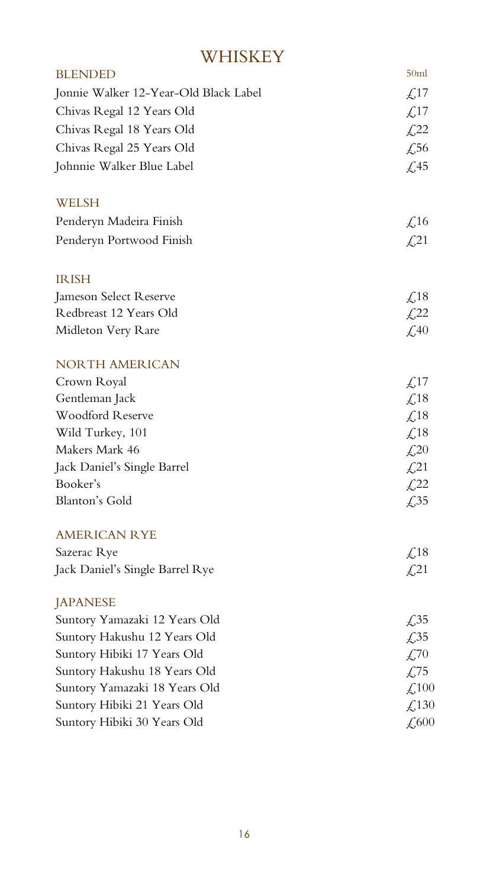# WHISKEY

| BLENDED | 50ml |
| --- | --- |
| Jonnie Walker 12-Year-Old Black Label | £17 |
| Chivas Regal 12 Years Old | £17 |
| Chivas Regal 18 Years Old | £22 |
| Chivas Regal 25 Years Old | £56 |
| Johnnie Walker Blue Label | £45 |

| WELSH | |
| --- | --- |
| Penderyn Madeira Finish | £16 |
| Penderyn Portwood Finish | £21 |

| IRISH | |
| --- | --- |
| Jameson Select Reserve | £18 |
| Redbreast 12 Years Old | £22 |
| Midleton Very Rare | £40 |

| NORTH AMERICAN | |
| --- | --- |
| Crown Royal | £17 |
| Gentleman Jack | £18 |
| Woodford Reserve | £18 |
| Wild Turkey, 101 | £18 |
| Makers Mark 46 | £20 |
| Jack Daniel's Single Barrel | £21 |
| Booker's | £22 |
| Blanton's Gold | £35 |

| AMERICAN RYE | |
| --- | --- |
| Sazerac Rye | £18 |
| Jack Daniel's Single Barrel Rye | £21 |

| JAPANESE | |
| --- | --- |
| Suntory Yamazaki 12 Years Old | £35 |
| Suntory Hakushu 12 Years Old | £35 |
| Suntory Hibiki 17 Years Old | £70 |
| Suntory Hakushu 18 Years Old | £75 |
| Suntory Yamazaki 18 Years Old | £100 |
| Suntory Hibiki 21 Years Old | £130 |
| Suntory Hibiki 30 Years Old | £600 |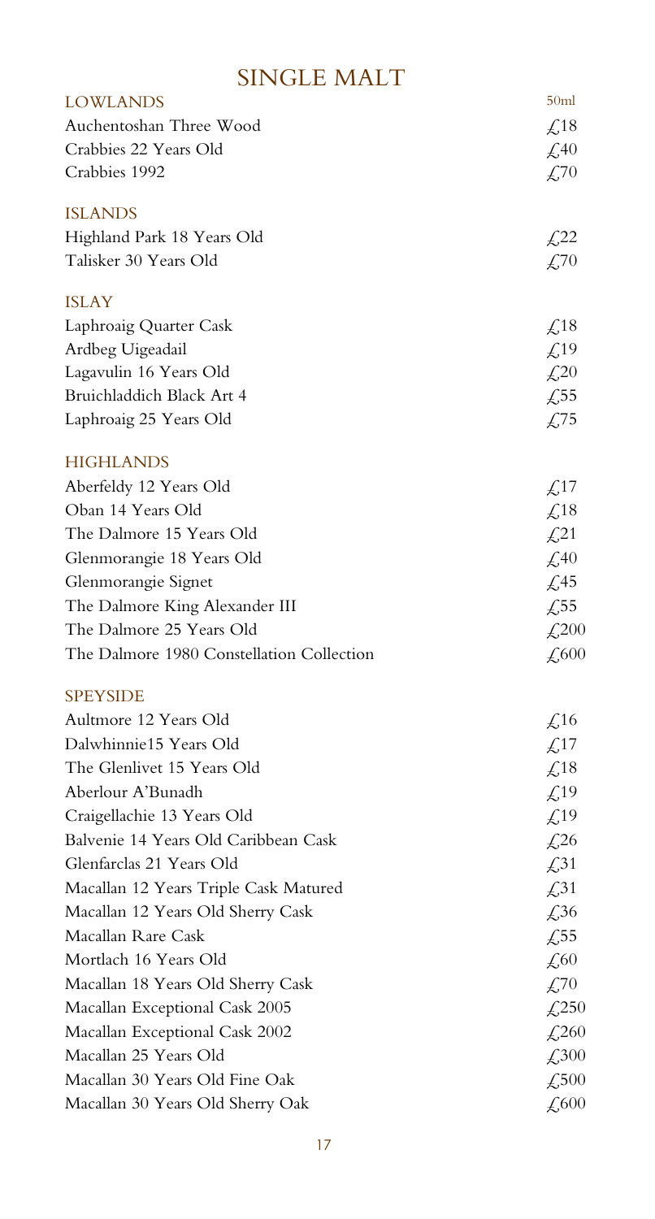# SINGLE MALT

| LOWLANDS | 50ml |
| --- | --- |
| Auchentoshan Three Wood | £18 |
| Crabbies 22 Years Old | £40 |
| Crabbies 1992 | £70 |

| ISLANDS | |
| --- | --- |
| Highland Park 18 Years Old | £22 |
| Talisker 30 Years Old | £70 |

| ISLAY | |
| --- | --- |
| Laphroaig Quarter Cask | £18 |
| Ardbeg Uigeadail | £19 |
| Lagavulin 16 Years Old | £20 |
| Bruichladdich Black Art 4 | £55 |
| Laphroaig 25 Years Old | £75 |

| HIGHLANDS | |
| --- | --- |
| Aberfeldy 12 Years Old | £17 |
| Oban 14 Years Old | £18 |
| The Dalmore 15 Years Old | £21 |
| Glenmorangie 18 Years Old | £40 |
| Glenmorangie Signet | £45 |
| The Dalmore King Alexander III | £55 |
| The Dalmore 25 Years Old | £200 |
| The Dalmore 1980 Constellation Collection | £600 |

| SPEYSIDE | |
| --- | --- |
| Aultmore 12 Years Old | £16 |
| Dalwhinnie15 Years Old | £17 |
| The Glenlivet 15 Years Old | £18 |
| Aberlour A'Bunadh | £19 |
| Craigellachie 13 Years Old | £19 |
| Balvenie 14 Years Old Caribbean Cask | £26 |
| Glenfarclas 21 Years Old | £31 |
| Macallan 12 Years Triple Cask Matured | £31 |
| Macallan 12 Years Old Sherry Cask | £36 |
| Macallan Rare Cask | £55 |
| Mortlach 16 Years Old | £60 |
| Macallan 18 Years Old Sherry Cask | £70 |
| Macallan Exceptional Cask 2005 | £250 |
| Macallan Exceptional Cask 2002 | £260 |
| Macallan 25 Years Old | £300 |
| Macallan 30 Years Old Fine Oak | £500 |
| Macallan 30 Years Old Sherry Oak | £600 |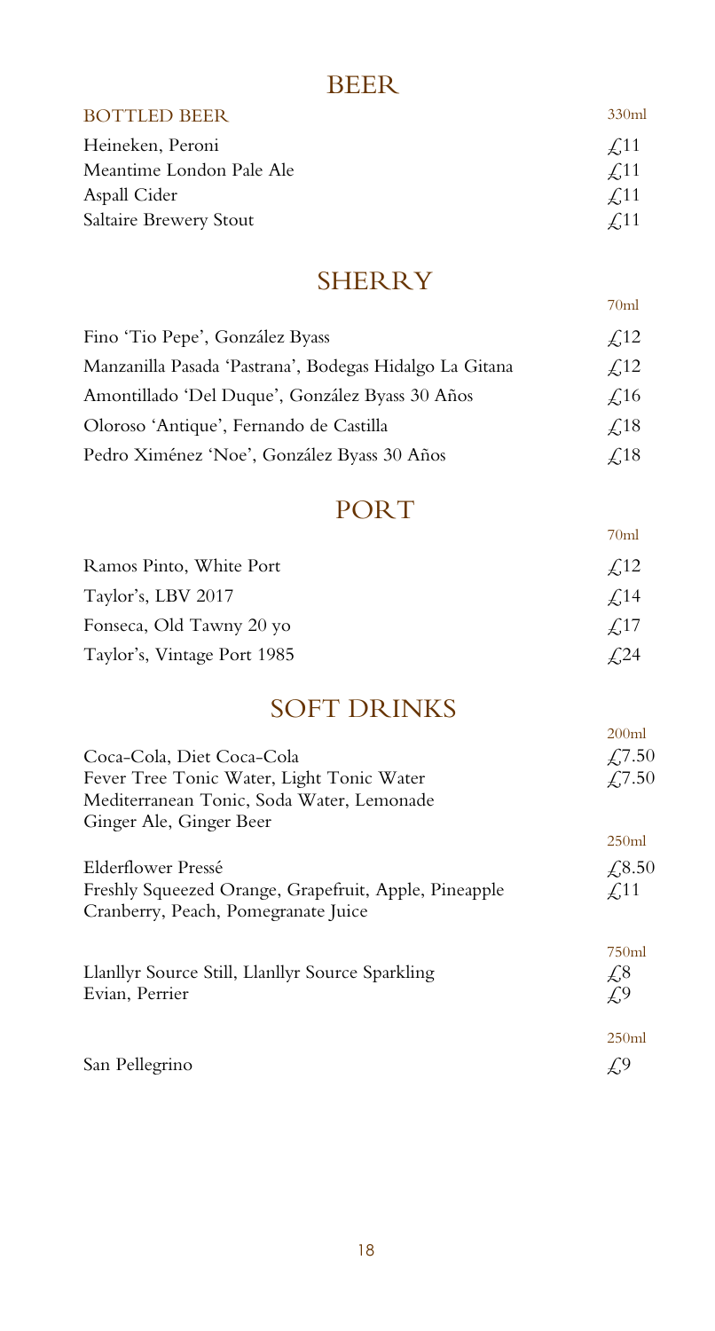# BEER

| BOTTLED BEER | 330ml |
| --- | --- |
| Heineken, Peroni | £11 |
| Meantime London Pale Ale | £11 |
| Aspall Cider | £11 |
| Saltaire Brewery Stout | £11 |

# SHERRY

| | 70ml |
| --- | --- |
| Fino 'Tio Pepe', González Byass | £12 |
| Manzanilla Pasada 'Pastrana', Bodegas Hidalgo La Gitana | £12 |
| Amontillado 'Del Duque', González Byass 30 Años | £16 |
| Oloroso 'Antique', Fernando de Castilla | £18 |
| Pedro Ximénez 'Noe', González Byass 30 Años | £18 |

# PORT

| | 70ml |
| --- | --- |
| Ramos Pinto, White Port | £12 |
| Taylor's, LBV 2017 | £14 |
| Fonseca, Old Tawny 20 yo | £17 |
| Taylor's, Vintage Port 1985 | £24 |

# SOFT DRINKS

| | 200ml |
| --- | --- |
| Coca-Cola, Diet Coca-Cola | £7.50 |
| Fever Tree Tonic Water, Light Tonic Water<br>Mediterranean Tonic, Soda Water, Lemonade<br>Ginger Ale, Ginger Beer | £7.50 |
| | 250ml |
| Elderflower Pressé | £8.50 |
| Freshly Squeezed Orange, Grapefruit, Apple, Pineapple<br>Cranberry, Peach, Pomegranate Juice | £11 |
| | 750ml |
| Llanllyr Source Still, Llanllyr Source Sparkling | £8 |
| Evian, Perrier | £9 |
| | 250ml |
| San Pellegrino | £9 |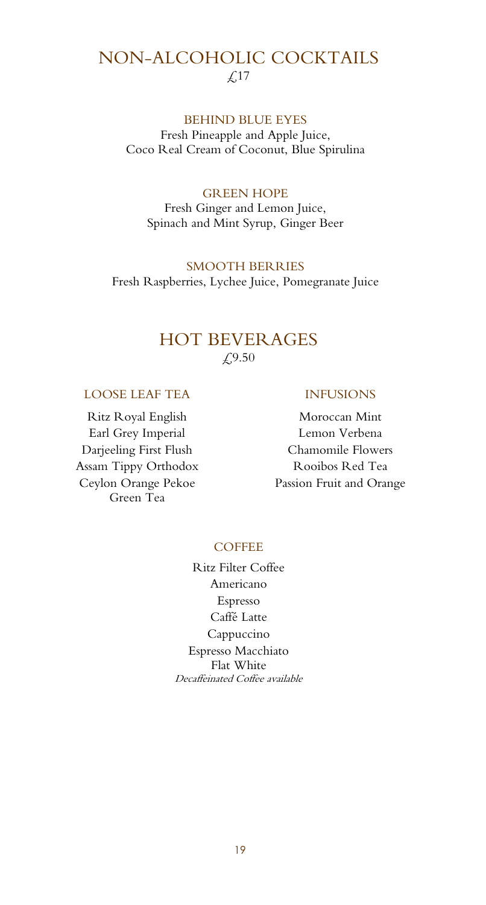# NON-ALCOHOLIC COCKTAILS

£17

### BEHIND BLUE EYES

Fresh Pineapple and Apple Juice,
Coco Real Cream of Coconut, Blue Spirulina

### GREEN HOPE

Fresh Ginger and Lemon Juice,
Spinach and Mint Syrup, Ginger Beer

### SMOOTH BERRIES

Fresh Raspberries, Lychee Juice, Pomegranate Juice

# HOT BEVERAGES

£9.50

### LOOSE LEAF TEA

Ritz Royal English
Earl Grey Imperial
Darjeeling First Flush
Assam Tippy Orthodox
Ceylon Orange Pekoe
Green Tea

### INFUSIONS

Moroccan Mint
Lemon Verbena
Chamomile Flowers
Rooibos Red Tea
Passion Fruit and Orange

### COFFEE

Ritz Filter Coffee
Americano
Espresso
Caffé Latte
Cappuccino
Espresso Macchiato
Flat White
*Decaffeinated Coffee available*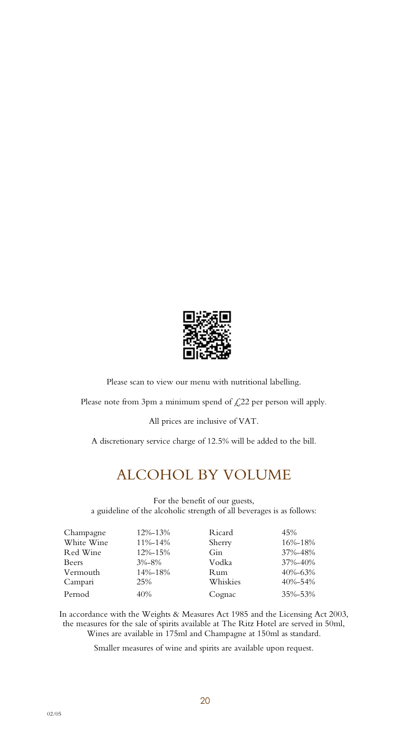Please scan to view our menu with nutritional labelling.

Please note from 3pm a minimum spend of £22 per person will apply.

All prices are inclusive of VAT.

A discretionary service charge of 12.5% will be added to the bill.

## ALCOHOL BY VOLUME

For the benefit of our guests,
a guideline of the alcoholic strength of all beverages is as follows:

| | | | |
|---|---|---|---|
| Champagne | 12%-13% | Ricard | 45% |
| White Wine | 11%-14% | Sherry | 16%-18% |
| Red Wine | 12%-15% | Gin | 37%-48% |
| Beers | 3%-8% | Vodka | 37%-40% |
| Vermouth | 14%-18% | Rum | 40%-63% |
| Campari | 25% | Whiskies | 40%-54% |
| Pernod | 40% | Cognac | 35%-53% |

In accordance with the Weights & Measures Act 1985 and the Licensing Act 2003, the measures for the sale of spirits available at The Ritz Hotel are served in 50ml, Wines are available in 175ml and Champagne at 150ml as standard.

Smaller measures of wine and spirits are available upon request.

02/05